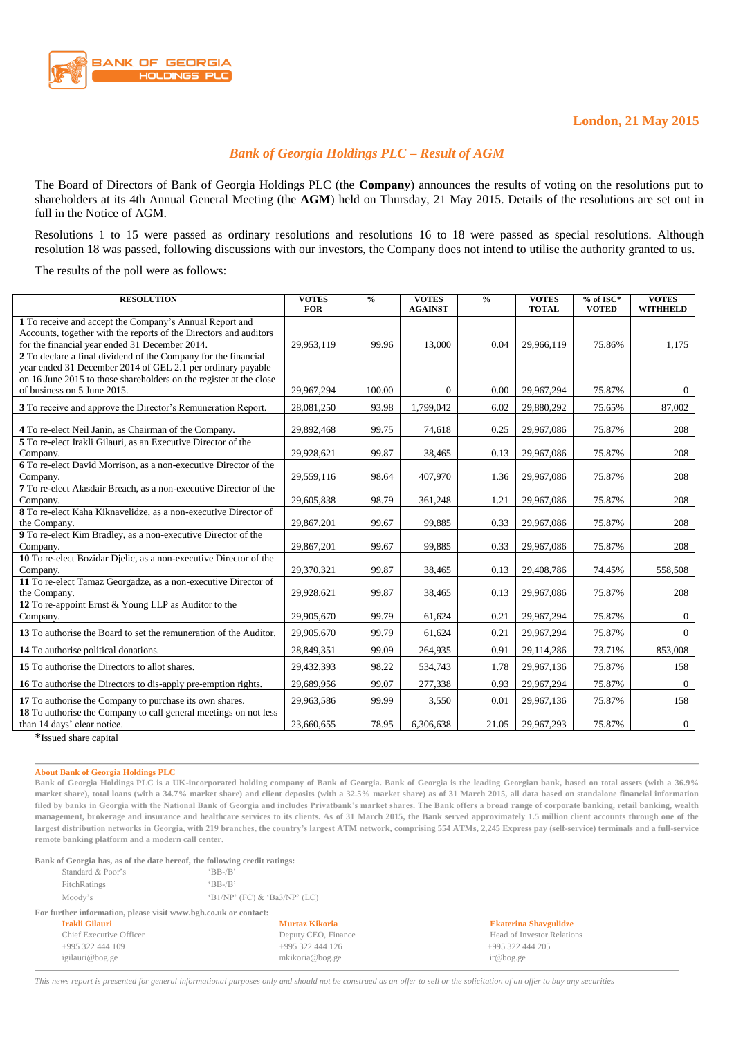London, 21 May 2015

## *Bank of Georgia Holdings PLC – Result of AGM*

The Board of Directors of Bank of Georgia Holdings PLC (the **Company**) announces the results of voting on the resolutions put to shareholders at its 4th Annual General Meeting (the **AGM**) held on Thursday, 21 May 2015. Details of the resolutions are set out in full in the Notice of AGM.

Resolutions 1 to 15 were passed as ordinary resolutions and resolutions 16 to 18 were passed as special resolutions. Although resolution 18 was passed, following discussions with our investors, the Company does not intend to utilise the authority granted to us.

The results of the poll were as follows:

| RESOLUTION | VOTES FOR | % | VOTES AGAINST | % | VOTES TOTAL | % of ISC* VOTED | VOTES WITHHELD |
|---|---|---|---|---|---|---|---|
| **1** To receive and accept the Company's Annual Report and Accounts, together with the reports of the Directors and auditors for the financial year ended 31 December 2014. | 29,953,119 | 99.96 | 13,000 | 0.04 | 29,966,119 | 75.86% | 1,175 |
| **2** To declare a final dividend of the Company for the financial year ended 31 December 2014 of GEL 2.1 per ordinary payable on 16 June 2015 to those shareholders on the register at the close of business on 5 June 2015. | 29,967,294 | 100.00 | 0 | 0.00 | 29,967,294 | 75.87% | 0 |
| **3** To receive and approve the Director's Remuneration Report. | 28,081,250 | 93.98 | 1,799,042 | 6.02 | 29,880,292 | 75.65% | 87,002 |
| **4** To re-elect Neil Janin, as Chairman of the Company. | 29,892,468 | 99.75 | 74,618 | 0.25 | 29,967,086 | 75.87% | 208 |
| **5** To re-elect Irakli Gilauri, as an Executive Director of the Company. | 29,928,621 | 99.87 | 38,465 | 0.13 | 29,967,086 | 75.87% | 208 |
| **6** To re-elect David Morrison, as a non-executive Director of the Company. | 29,559,116 | 98.64 | 407,970 | 1.36 | 29,967,086 | 75.87% | 208 |
| **7** To re-elect Alasdair Breach, as a non-executive Director of the Company. | 29,605,838 | 98.79 | 361,248 | 1.21 | 29,967,086 | 75.87% | 208 |
| **8** To re-elect Kaha Kiknavelidze, as a non-executive Director of the Company. | 29,867,201 | 99.67 | 99,885 | 0.33 | 29,967,086 | 75.87% | 208 |
| **9** To re-elect Kim Bradley, as a non-executive Director of the Company. | 29,867,201 | 99.67 | 99,885 | 0.33 | 29,967,086 | 75.87% | 208 |
| **10** To re-elect Bozidar Djelic, as a non-executive Director of the Company. | 29,370,321 | 99.87 | 38,465 | 0.13 | 29,408,786 | 74.45% | 558,508 |
| **11** To re-elect Tamaz Georgadze, as a non-executive Director of the Company. | 29,928,621 | 99.87 | 38,465 | 0.13 | 29,967,086 | 75.87% | 208 |
| **12** To re-appoint Ernst & Young LLP as Auditor to the Company. | 29,905,670 | 99.79 | 61,624 | 0.21 | 29,967,294 | 75.87% | 0 |
| **13** To authorise the Board to set the remuneration of the Auditor. | 29,905,670 | 99.79 | 61,624 | 0.21 | 29,967,294 | 75.87% | 0 |
| **14** To authorise political donations. | 28,849,351 | 99.09 | 264,935 | 0.91 | 29,114,286 | 73.71% | 853,008 |
| **15** To authorise the Directors to allot shares. | 29,432,393 | 98.22 | 534,743 | 1.78 | 29,967,136 | 75.87% | 158 |
| **16** To authorise the Directors to dis-apply pre-emption rights. | 29,689,956 | 99.07 | 277,338 | 0.93 | 29,967,294 | 75.87% | 0 |
| **17** To authorise the Company to purchase its own shares. | 29,963,586 | 99.99 | 3,550 | 0.01 | 29,967,136 | 75.87% | 158 |
| **18** To authorise the Company to call general meetings on not less than 14 days' clear notice. | 23,660,655 | 78.95 | 6,306,638 | 21.05 | 29,967,293 | 75.87% | 0 |

*Issued share capital

**About Bank of Georgia Holdings PLC**

**Bank of Georgia Holdings PLC is a UK-incorporated holding company of Bank of Georgia. Bank of Georgia is the leading Georgian bank, based on total assets (with a 36.9% market share), total loans (with a 34.7% market share) and client deposits (with a 32.5% market share) as of 31 March 2015, all data based on standalone financial information filed by banks in Georgia with the National Bank of Georgia and includes Privatbank's market shares. The Bank offers a broad range of corporate banking, retail banking, wealth management, brokerage and insurance and healthcare services to its clients. As of 31 March 2015, the Bank served approximately 1.5 million client accounts through one of the largest distribution networks in Georgia, with 219 branches, the country's largest ATM network, comprising 554 ATMs, 2,245 Express pay (self-service) terminals and a full-service remote banking platform and a modern call center.**

**Bank of Georgia has, as of the date hereof, the following credit ratings:**

| | |
|---|---|
| Standard & Poor's | 'BB-/B' |
| FitchRatings | 'BB-/B' |
| Moody's | 'B1/NP' (FC) & 'Ba3/NP' (LC) |

**For further information, please visit www.bgh.co.uk or contact:**

**Irakli Gilauri**
Chief Executive Officer
+995 322 444 109
igilauri@bog.ge

**Murtaz Kikoria**
Deputy CEO, Finance
+995 322 444 126
mkikoria@bog.ge

**Ekaterina Shavgulidze**
Head of Investor Relations
+995 322 444 205
ir@bog.ge

*This news report is presented for general informational purposes only and should not be construed as an offer to sell or the solicitation of an offer to buy any securities*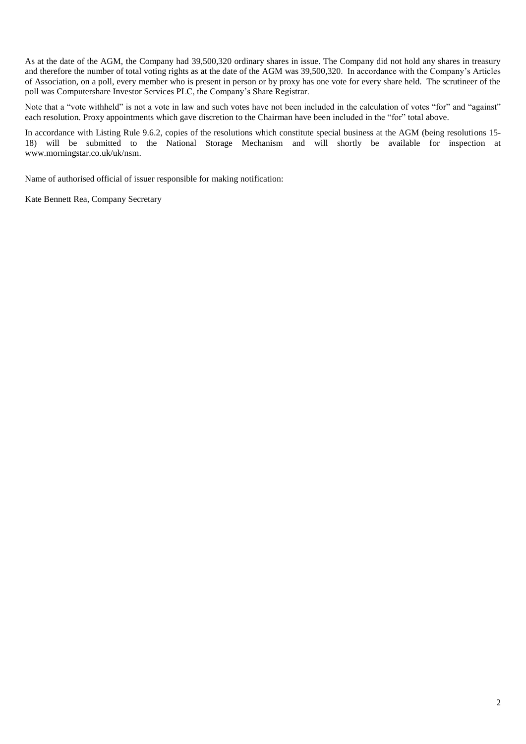As at the date of the AGM, the Company had 39,500,320 ordinary shares in issue. The Company did not hold any shares in treasury and therefore the number of total voting rights as at the date of the AGM was 39,500,320. In accordance with the Company's Articles of Association, on a poll, every member who is present in person or by proxy has one vote for every share held. The scrutineer of the poll was Computershare Investor Services PLC, the Company's Share Registrar.

Note that a "vote withheld" is not a vote in law and such votes have not been included in the calculation of votes "for" and "against" each resolution. Proxy appointments which gave discretion to the Chairman have been included in the "for" total above.

In accordance with Listing Rule 9.6.2, copies of the resolutions which constitute special business at the AGM (being resolutions 15-18) will be submitted to the National Storage Mechanism and will shortly be available for inspection at www.morningstar.co.uk/uk/nsm.

Name of authorised official of issuer responsible for making notification:

Kate Bennett Rea, Company Secretary